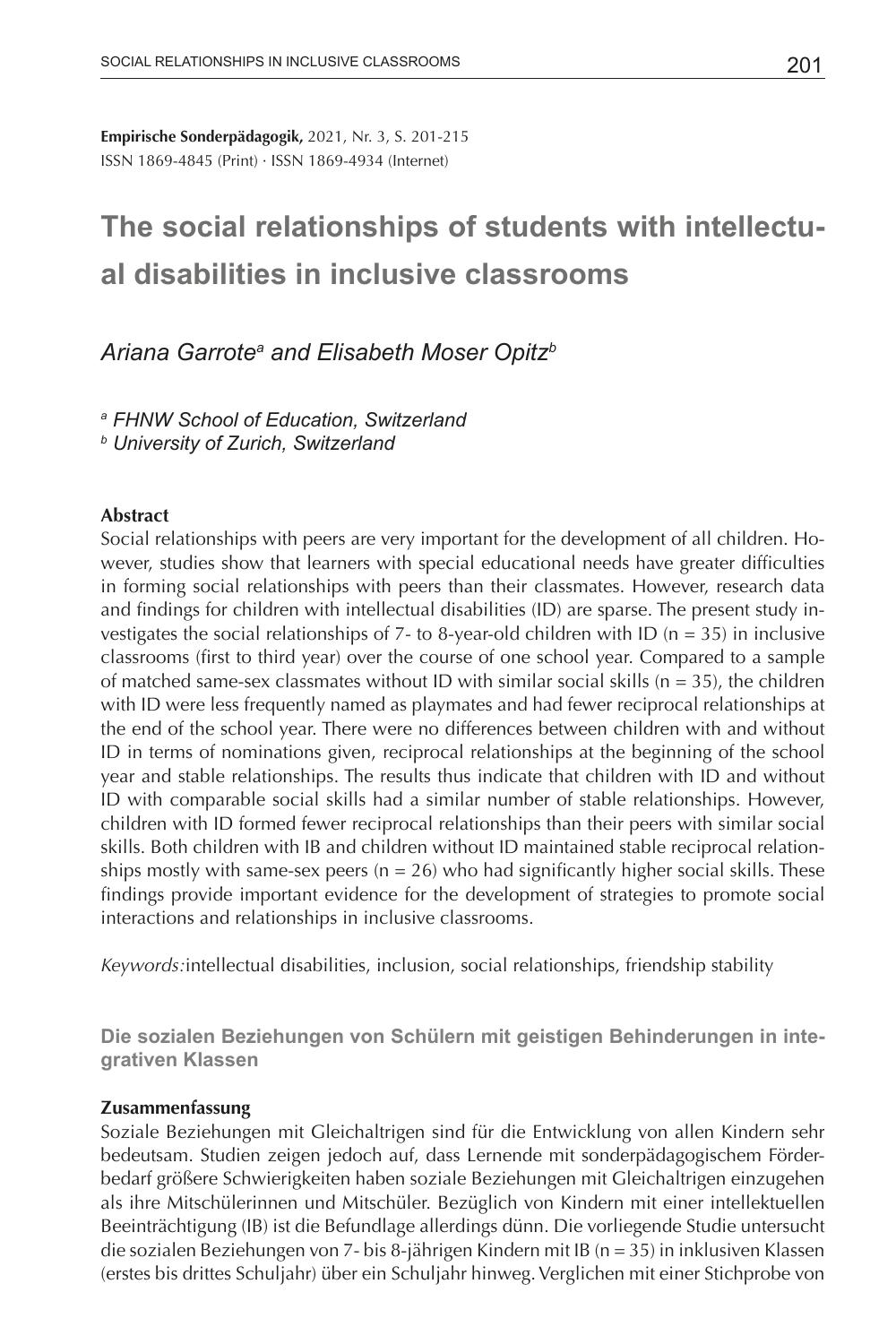**Empirische Sonderpädagogik,** 2021, Nr. 3, S. 201-215
ISSN 1869-4845 (Print) · ISSN 1869-4934 (Internet)

# The social relationships of students with intellectual disabilities in inclusive classrooms

*Ariana Garrote[a] and Elisabeth Moser Opitz[b]*

*[a] FHNW School of Education, Switzerland*
*[b] University of Zurich, Switzerland*

**Abstract**

Social relationships with peers are very important for the development of all children. However, studies show that learners with special educational needs have greater difficulties in forming social relationships with peers than their classmates. However, research data and findings for children with intellectual disabilities (ID) are sparse. The present study investigates the social relationships of 7- to 8-year-old children with ID (n = 35) in inclusive classrooms (first to third year) over the course of one school year. Compared to a sample of matched same-sex classmates without ID with similar social skills (n = 35), the children with ID were less frequently named as playmates and had fewer reciprocal relationships at the end of the school year. There were no differences between children with and without ID in terms of nominations given, reciprocal relationships at the beginning of the school year and stable relationships. The results thus indicate that children with ID and without ID with comparable social skills had a similar number of stable relationships. However, children with ID formed fewer reciprocal relationships than their peers with similar social skills. Both children with IB and children without ID maintained stable reciprocal relationships mostly with same-sex peers (n = 26) who had significantly higher social skills. These findings provide important evidence for the development of strategies to promote social interactions and relationships in inclusive classrooms.

*Keywords:* intellectual disabilities, inclusion, social relationships, friendship stability

## Die sozialen Beziehungen von Schülern mit geistigen Behinderungen in integrativen Klassen

**Zusammenfassung**

Soziale Beziehungen mit Gleichaltrigen sind für die Entwicklung von allen Kindern sehr bedeutsam. Studien zeigen jedoch auf, dass Lernende mit sonderpädagogischem Förderbedarf größere Schwierigkeiten haben soziale Beziehungen mit Gleichaltrigen einzugehen als ihre Mitschülerinnen und Mitschüler. Bezüglich von Kindern mit einer intellektuellen Beeinträchtigung (IB) ist die Befundlage allerdings dünn. Die vorliegende Studie untersucht die sozialen Beziehungen von 7- bis 8-jährigen Kindern mit IB (n = 35) in inklusiven Klassen (erstes bis drittes Schuljahr) über ein Schuljahr hinweg. Verglichen mit einer Stichprobe von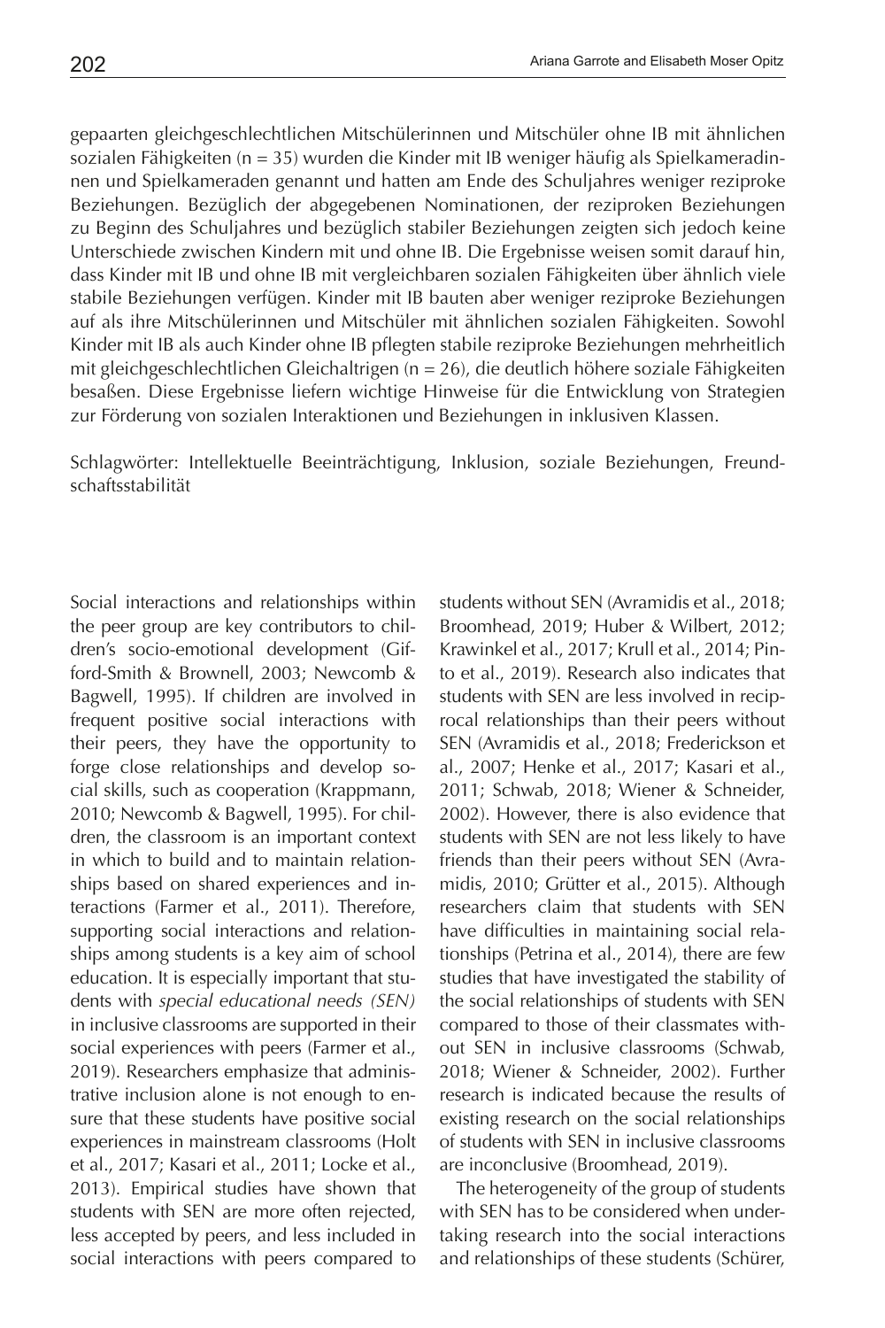gepaarten gleichgeschlechtlichen Mitschülerinnen und Mitschüler ohne IB mit ähnlichen sozialen Fähigkeiten (n = 35) wurden die Kinder mit IB weniger häufig als Spielkameradinnen und Spielkameraden genannt und hatten am Ende des Schuljahres weniger reziproke Beziehungen. Bezüglich der abgegebenen Nominationen, der reziproken Beziehungen zu Beginn des Schuljahres und bezüglich stabiler Beziehungen zeigten sich jedoch keine Unterschiede zwischen Kindern mit und ohne IB. Die Ergebnisse weisen somit darauf hin, dass Kinder mit IB und ohne IB mit vergleichbaren sozialen Fähigkeiten über ähnlich viele stabile Beziehungen verfügen. Kinder mit IB bauten aber weniger reziproke Beziehungen auf als ihre Mitschülerinnen und Mitschüler mit ähnlichen sozialen Fähigkeiten. Sowohl Kinder mit IB als auch Kinder ohne IB pflegten stabile reziproke Beziehungen mehrheitlich mit gleichgeschlechtlichen Gleichaltrigen (n = 26), die deutlich höhere soziale Fähigkeiten besaßen. Diese Ergebnisse liefern wichtige Hinweise für die Entwicklung von Strategien zur Förderung von sozialen Interaktionen und Beziehungen in inklusiven Klassen.

Schlagwörter: Intellektuelle Beeinträchtigung, Inklusion, soziale Beziehungen, Freundschaftsstabilität

Social interactions and relationships within the peer group are key contributors to children's socio-emotional development (Gifford-Smith & Brownell, 2003; Newcomb & Bagwell, 1995). If children are involved in frequent positive social interactions with their peers, they have the opportunity to forge close relationships and develop social skills, such as cooperation (Krappmann, 2010; Newcomb & Bagwell, 1995). For children, the classroom is an important context in which to build and to maintain relationships based on shared experiences and interactions (Farmer et al., 2011). Therefore, supporting social interactions and relationships among students is a key aim of school education. It is especially important that students with *special educational needs (SEN)* in inclusive classrooms are supported in their social experiences with peers (Farmer et al., 2019). Researchers emphasize that administrative inclusion alone is not enough to ensure that these students have positive social experiences in mainstream classrooms (Holt et al., 2017; Kasari et al., 2011; Locke et al., 2013). Empirical studies have shown that students with SEN are more often rejected, less accepted by peers, and less included in social interactions with peers compared to students without SEN (Avramidis et al., 2018; Broomhead, 2019; Huber & Wilbert, 2012; Krawinkel et al., 2017; Krull et al., 2014; Pinto et al., 2019). Research also indicates that students with SEN are less involved in reciprocal relationships than their peers without SEN (Avramidis et al., 2018; Frederickson et al., 2007; Henke et al., 2017; Kasari et al., 2011; Schwab, 2018; Wiener & Schneider, 2002). However, there is also evidence that students with SEN are not less likely to have friends than their peers without SEN (Avramidis, 2010; Grütter et al., 2015). Although researchers claim that students with SEN have difficulties in maintaining social relationships (Petrina et al., 2014), there are few studies that have investigated the stability of the social relationships of students with SEN compared to those of their classmates without SEN in inclusive classrooms (Schwab, 2018; Wiener & Schneider, 2002). Further research is indicated because the results of existing research on the social relationships of students with SEN in inclusive classrooms are inconclusive (Broomhead, 2019).

The heterogeneity of the group of students with SEN has to be considered when undertaking research into the social interactions and relationships of these students (Schürer,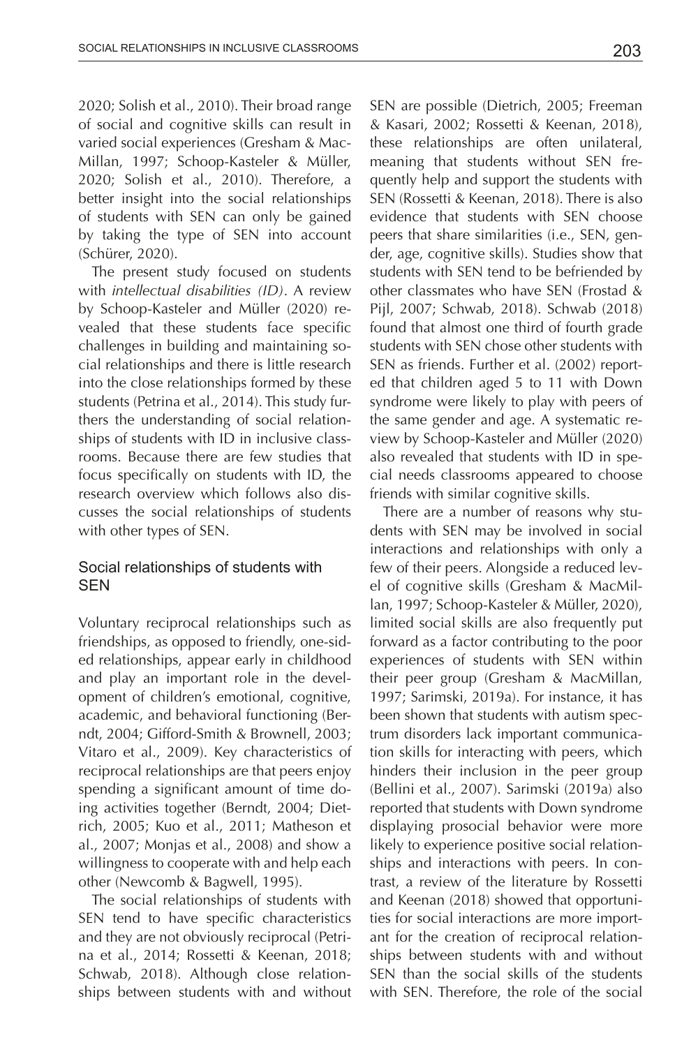2020; Solish et al., 2010). Their broad range of social and cognitive skills can result in varied social experiences (Gresham & MacMillan, 1997; Schoop-Kasteler & Müller, 2020; Solish et al., 2010). Therefore, a better insight into the social relationships of students with SEN can only be gained by taking the type of SEN into account (Schürer, 2020).

The present study focused on students with *intellectual disabilities (ID)*. A review by Schoop-Kasteler and Müller (2020) revealed that these students face specific challenges in building and maintaining social relationships and there is little research into the close relationships formed by these students (Petrina et al., 2014). This study furthers the understanding of social relationships of students with ID in inclusive classrooms. Because there are few studies that focus specifically on students with ID, the research overview which follows also discusses the social relationships of students with other types of SEN.

## Social relationships of students with SEN

Voluntary reciprocal relationships such as friendships, as opposed to friendly, one-sided relationships, appear early in childhood and play an important role in the development of children's emotional, cognitive, academic, and behavioral functioning (Berndt, 2004; Gifford-Smith & Brownell, 2003; Vitaro et al., 2009). Key characteristics of reciprocal relationships are that peers enjoy spending a significant amount of time doing activities together (Berndt, 2004; Dietrich, 2005; Kuo et al., 2011; Matheson et al., 2007; Monjas et al., 2008) and show a willingness to cooperate with and help each other (Newcomb & Bagwell, 1995).

The social relationships of students with SEN tend to have specific characteristics and they are not obviously reciprocal (Petrina et al., 2014; Rossetti & Keenan, 2018; Schwab, 2018). Although close relationships between students with and without SEN are possible (Dietrich, 2005; Freeman & Kasari, 2002; Rossetti & Keenan, 2018), these relationships are often unilateral, meaning that students without SEN frequently help and support the students with SEN (Rossetti & Keenan, 2018). There is also evidence that students with SEN choose peers that share similarities (i.e., SEN, gender, age, cognitive skills). Studies show that students with SEN tend to be befriended by other classmates who have SEN (Frostad & Pijl, 2007; Schwab, 2018). Schwab (2018) found that almost one third of fourth grade students with SEN chose other students with SEN as friends. Further et al. (2002) reported that children aged 5 to 11 with Down syndrome were likely to play with peers of the same gender and age. A systematic review by Schoop-Kasteler and Müller (2020) also revealed that students with ID in special needs classrooms appeared to choose friends with similar cognitive skills.

There are a number of reasons why students with SEN may be involved in social interactions and relationships with only a few of their peers. Alongside a reduced level of cognitive skills (Gresham & MacMillan, 1997; Schoop-Kasteler & Müller, 2020), limited social skills are also frequently put forward as a factor contributing to the poor experiences of students with SEN within their peer group (Gresham & MacMillan, 1997; Sarimski, 2019a). For instance, it has been shown that students with autism spectrum disorders lack important communication skills for interacting with peers, which hinders their inclusion in the peer group (Bellini et al., 2007). Sarimski (2019a) also reported that students with Down syndrome displaying prosocial behavior were more likely to experience positive social relationships and interactions with peers. In contrast, a review of the literature by Rossetti and Keenan (2018) showed that opportunities for social interactions are more important for the creation of reciprocal relationships between students with and without SEN than the social skills of the students with SEN. Therefore, the role of the social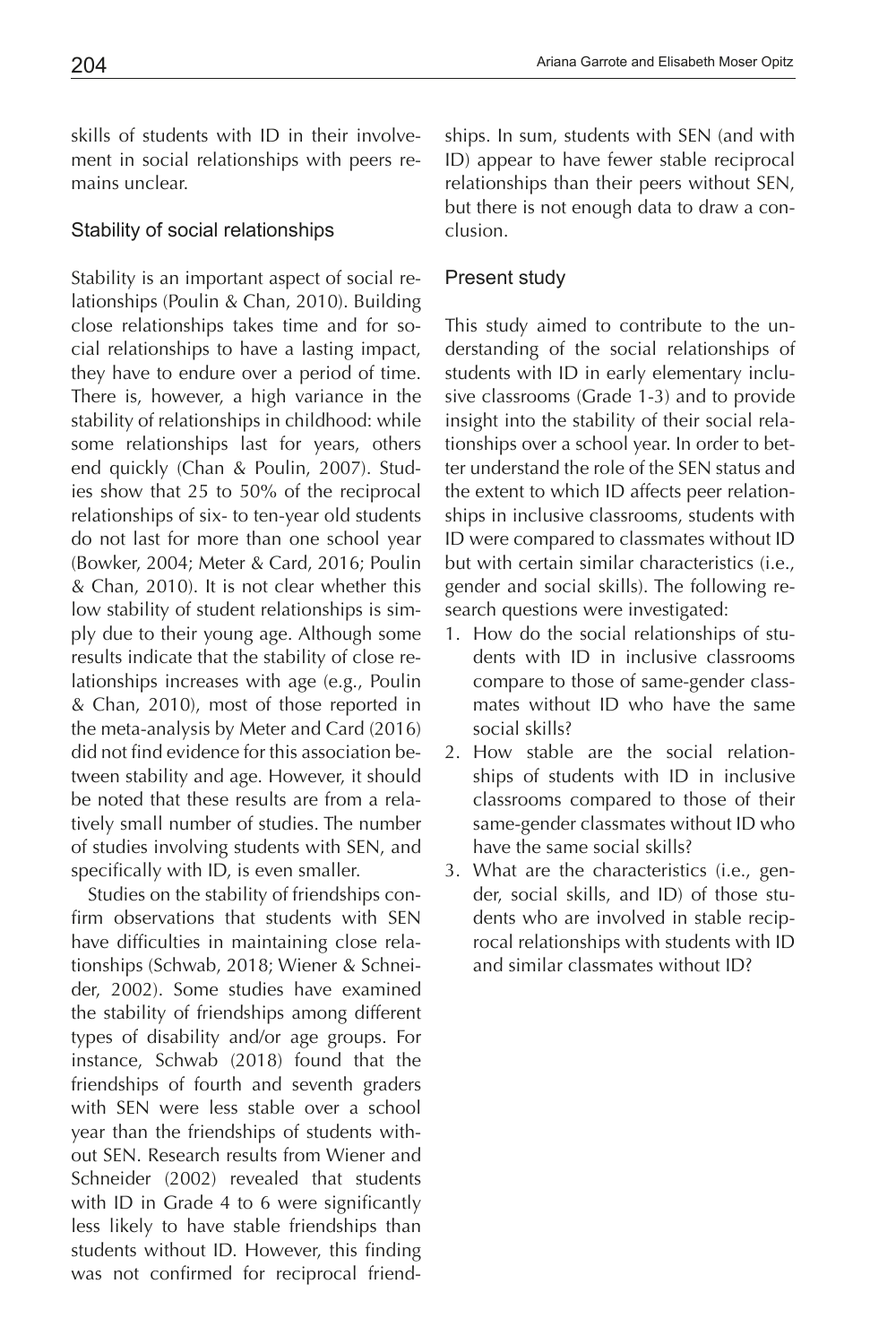skills of students with ID in their involvement in social relationships with peers remains unclear.

### Stability of social relationships

Stability is an important aspect of social relationships (Poulin & Chan, 2010). Building close relationships takes time and for social relationships to have a lasting impact, they have to endure over a period of time. There is, however, a high variance in the stability of relationships in childhood: while some relationships last for years, others end quickly (Chan & Poulin, 2007). Studies show that 25 to 50% of the reciprocal relationships of six- to ten-year old students do not last for more than one school year (Bowker, 2004; Meter & Card, 2016; Poulin & Chan, 2010). It is not clear whether this low stability of student relationships is simply due to their young age. Although some results indicate that the stability of close relationships increases with age (e.g., Poulin & Chan, 2010), most of those reported in the meta-analysis by Meter and Card (2016) did not find evidence for this association between stability and age. However, it should be noted that these results are from a relatively small number of studies. The number of studies involving students with SEN, and specifically with ID, is even smaller.

Studies on the stability of friendships confirm observations that students with SEN have difficulties in maintaining close relationships (Schwab, 2018; Wiener & Schneider, 2002). Some studies have examined the stability of friendships among different types of disability and/or age groups. For instance, Schwab (2018) found that the friendships of fourth and seventh graders with SEN were less stable over a school year than the friendships of students without SEN. Research results from Wiener and Schneider (2002) revealed that students with ID in Grade 4 to 6 were significantly less likely to have stable friendships than students without ID. However, this finding was not confirmed for reciprocal friendships. In sum, students with SEN (and with ID) appear to have fewer stable reciprocal relationships than their peers without SEN, but there is not enough data to draw a conclusion.

### Present study

This study aimed to contribute to the understanding of the social relationships of students with ID in early elementary inclusive classrooms (Grade 1-3) and to provide insight into the stability of their social relationships over a school year. In order to better understand the role of the SEN status and the extent to which ID affects peer relationships in inclusive classrooms, students with ID were compared to classmates without ID but with certain similar characteristics (i.e., gender and social skills). The following research questions were investigated:

1. How do the social relationships of students with ID in inclusive classrooms compare to those of same-gender classmates without ID who have the same social skills?
2. How stable are the social relationships of students with ID in inclusive classrooms compared to those of their same-gender classmates without ID who have the same social skills?
3. What are the characteristics (i.e., gender, social skills, and ID) of those students who are involved in stable reciprocal relationships with students with ID and similar classmates without ID?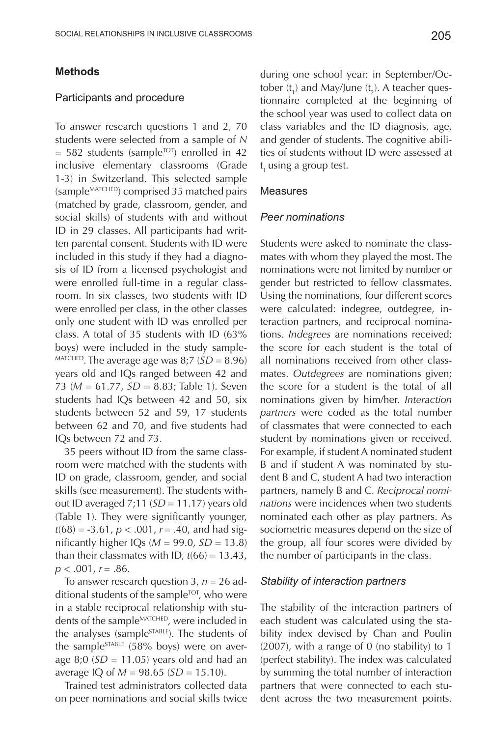## Methods

### Participants and procedure

To answer research questions 1 and 2, 70 students were selected from a sample of *N* = 582 students (sample$^{TOT}$) enrolled in 42 inclusive elementary classrooms (Grade 1-3) in Switzerland. This selected sample (sample$^{MATCHED}$) comprised 35 matched pairs (matched by grade, classroom, gender, and social skills) of students with and without ID in 29 classes. All participants had written parental consent. Students with ID were included in this study if they had a diagnosis of ID from a licensed psychologist and were enrolled full-time in a regular classroom. In six classes, two students with ID were enrolled per class, in the other classes only one student with ID was enrolled per class. A total of 35 students with ID (63% boys) were included in the study sample$^{MATCHED}$. The average age was 8;7 ($SD = 8.96$) years old and IQs ranged between 42 and 73 ($M = 61.77$, $SD = 8.83$; Table 1). Seven students had IQs between 42 and 50, six students between 52 and 59, 17 students between 62 and 70, and five students had IQs between 72 and 73.

35 peers without ID from the same classroom were matched with the students with ID on grade, classroom, gender, and social skills (see measurement). The students without ID averaged 7;11 ($SD = 11.17$) years old (Table 1). They were significantly younger, $t(68) = -3.61$, $p < .001$, $r = .40$, and had significantly higher IQs ($M = 99.0$, $SD = 13.8$) than their classmates with ID, $t(66) = 13.43$, $p < .001$, $r = .86$.

To answer research question 3, $n = 26$ additional students of the sample$^{TOT}$, who were in a stable reciprocal relationship with students of the sample$^{MATCHED}$, were included in the analyses (sample$^{STABLE}$). The students of the sample$^{STABLE}$ (58% boys) were on average 8;0 ($SD = 11.05$) years old and had an average IQ of $M = 98.65$ ($SD = 15.10$).

Trained test administrators collected data on peer nominations and social skills twice during one school year: in September/October ($t_1$) and May/June ($t_2$). A teacher questionnaire completed at the beginning of the school year was used to collect data on class variables and the ID diagnosis, age, and gender of students. The cognitive abilities of students without ID were assessed at $t_1$ using a group test.

### Measures

#### *Peer nominations*

Students were asked to nominate the classmates with whom they played the most. The nominations were not limited by number or gender but restricted to fellow classmates. Using the nominations, four different scores were calculated: indegree, outdegree, interaction partners, and reciprocal nominations. *Indegrees* are nominations received; the score for each student is the total of all nominations received from other classmates. *Outdegrees* are nominations given; the score for a student is the total of all nominations given by him/her. *Interaction partners* were coded as the total number of classmates that were connected to each student by nominations given or received. For example, if student A nominated student B and if student A was nominated by student B and C, student A had two interaction partners, namely B and C. *Reciprocal nominations* were incidences when two students nominated each other as play partners. As sociometric measures depend on the size of the group, all four scores were divided by the number of participants in the class.

#### *Stability of interaction partners*

The stability of the interaction partners of each student was calculated using the stability index devised by Chan and Poulin (2007), with a range of 0 (no stability) to 1 (perfect stability). The index was calculated by summing the total number of interaction partners that were connected to each student across the two measurement points.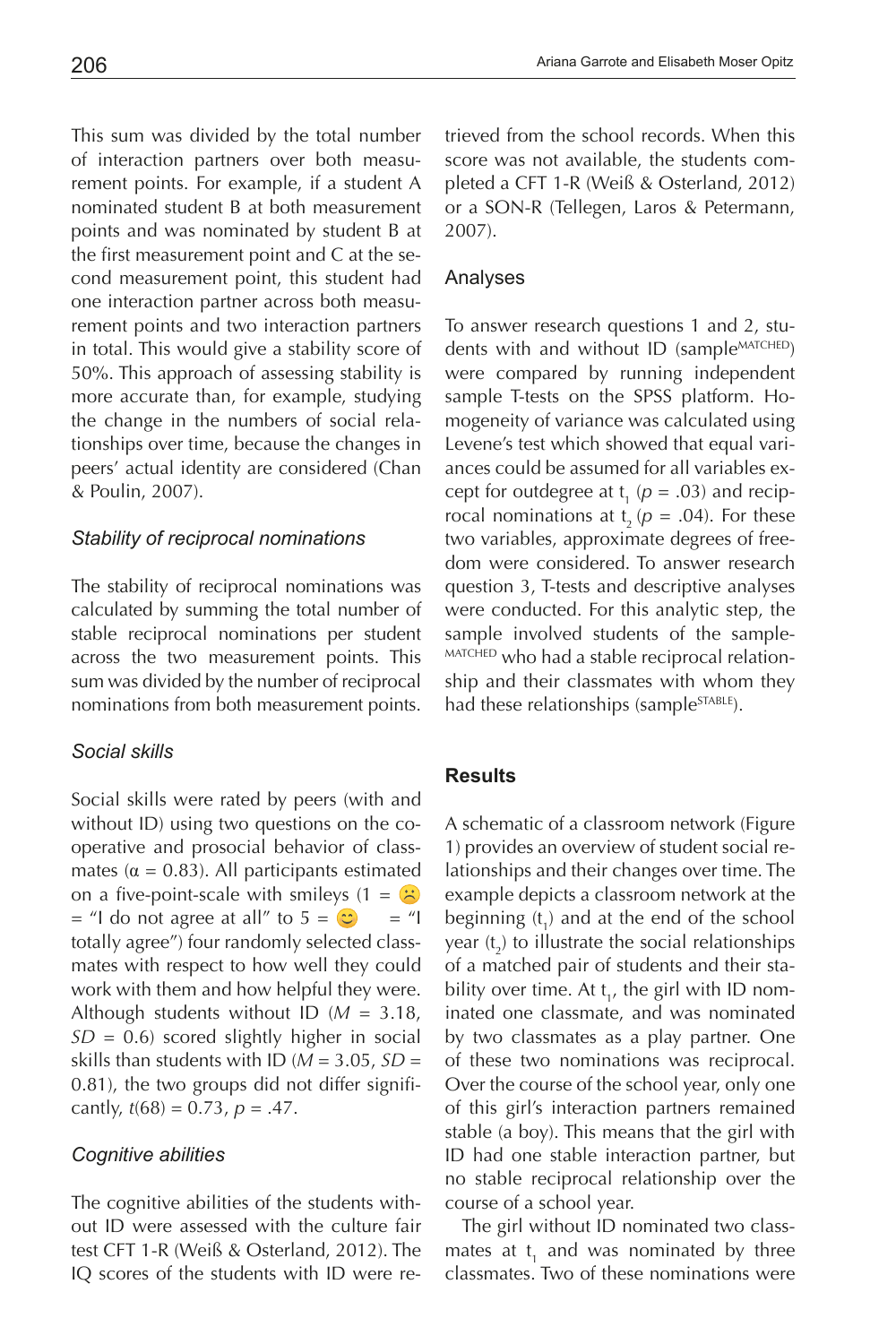This sum was divided by the total number of interaction partners over both measurement points. For example, if a student A nominated student B at both measurement points and was nominated by student B at the first measurement point and C at the second measurement point, this student had one interaction partner across both measurement points and two interaction partners in total. This would give a stability score of 50%. This approach of assessing stability is more accurate than, for example, studying the change in the numbers of social relationships over time, because the changes in peers' actual identity are considered (Chan & Poulin, 2007).

### *Stability of reciprocal nominations*

The stability of reciprocal nominations was calculated by summing the total number of stable reciprocal nominations per student across the two measurement points. This sum was divided by the number of reciprocal nominations from both measurement points.

### *Social skills*

Social skills were rated by peers (with and without ID) using two questions on the cooperative and prosocial behavior of classmates ($\alpha = 0.83$). All participants estimated on a five-point-scale with smileys (1 = ☹ = "I do not agree at all" to 5 = 😊 = "I totally agree") four randomly selected classmates with respect to how well they could work with them and how helpful they were. Although students without ID ($M = 3.18$, $SD = 0.6$) scored slightly higher in social skills than students with ID ($M = 3.05$, $SD = 0.81$), the two groups did not differ significantly, $t(68) = 0.73$, $p = .47$.

### *Cognitive abilities*

The cognitive abilities of the students without ID were assessed with the culture fair test CFT 1-R (Weiß & Osterland, 2012). The IQ scores of the students with ID were retrieved from the school records. When this score was not available, the students completed a CFT 1-R (Weiß & Osterland, 2012) or a SON-R (Tellegen, Laros & Petermann, 2007).

## Analyses

To answer research questions 1 and 2, students with and without ID (sample[MATCHED]) were compared by running independent sample T-tests on the SPSS platform. Homogeneity of variance was calculated using Levene's test which showed that equal variances could be assumed for all variables except for outdegree at $t_1$ ($p = .03$) and reciprocal nominations at $t_2$ ($p = .04$). For these two variables, approximate degrees of freedom were considered. To answer research question 3, T-tests and descriptive analyses were conducted. For this analytic step, the sample involved students of the sample-[MATCHED] who had a stable reciprocal relationship and their classmates with whom they had these relationships (sample[STABLE]).

## **Results**

A schematic of a classroom network (Figure 1) provides an overview of student social relationships and their changes over time. The example depicts a classroom network at the beginning ($t_1$) and at the end of the school year ($t_2$) to illustrate the social relationships of a matched pair of students and their stability over time. At $t_1$, the girl with ID nominated one classmate, and was nominated by two classmates as a play partner. One of these two nominations was reciprocal. Over the course of the school year, only one of this girl's interaction partners remained stable (a boy). This means that the girl with ID had one stable interaction partner, but no stable reciprocal relationship over the course of a school year.

The girl without ID nominated two classmates at $t_1$ and was nominated by three classmates. Two of these nominations were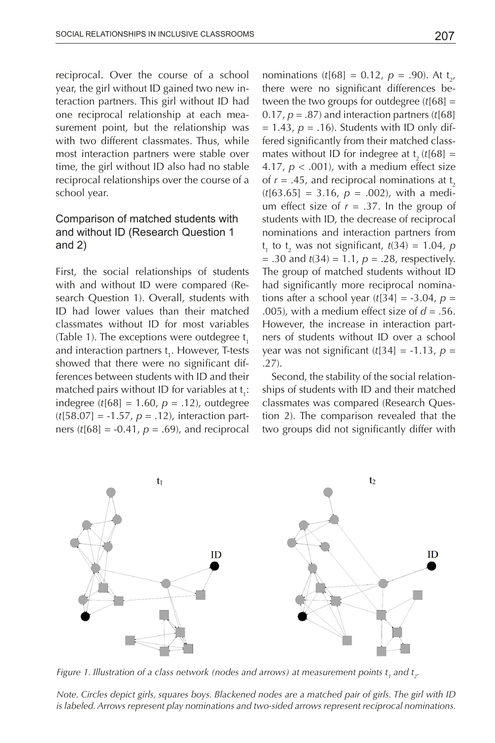reciprocal. Over the course of a school year, the girl without ID gained two new interaction partners. This girl without ID had one reciprocal relationship at each measurement point, but the relationship was with two different classmates. Thus, while most interaction partners were stable over time, the girl without ID also had no stable reciprocal relationships over the course of a school year.

## Comparison of matched students with and without ID (Research Question 1 and 2)

First, the social relationships of students with and without ID were compared (Research Question 1). Overall, students with ID had lower values than their matched classmates without ID for most variables (Table 1). The exceptions were outdegree $t_1$ and interaction partners $t_1$. However, T-tests showed that there were no significant differences between students with ID and their matched pairs without ID for variables at $t_1$: indegree ($t[68] = 1.60$, $p = .12$), outdegree ($t[58.07] = -1.57$, $p = .12$), interaction partners ($t[68] = -0.41$, $p = .69$), and reciprocal nominations ($t[68] = 0.12$, $p = .90$). At $t_2$, there were no significant differences between the two groups for outdegree ($t[68] = 0.17$, $p = .87$) and interaction partners ($t[68] = 1.43$, $p = .16$). Students with ID only differed significantly from their matched classmates without ID for indegree at $t_2$ ($t[68] = 4.17$, $p < .001$), with a medium effect size of $r = .45$, and reciprocal nominations at $t_2$ ($t[63.65] = 3.16$, $p = .002$), with a medium effect size of $r = .37$. In the group of students with ID, the decrease of reciprocal nominations and interaction partners from $t_1$ to $t_2$ was not significant, $t(34) = 1.04$, $p = .30$ and $t(34) = 1.1$, $p = .28$, respectively. The group of matched students without ID had significantly more reciprocal nominations after a school year ($t[34] = -3.04$, $p = .005$), with a medium effect size of $d = .56$. However, the increase in interaction partners of students without ID over a school year was not significant ($t[34] = -1.13$, $p = .27$).

Second, the stability of the social relationships of students with ID and their matched classmates was compared (Research Question 2). The comparison revealed that the two groups did not significantly differ with

*Figure 1. Illustration of a class network (nodes and arrows) at measurement points $t_1$ and $t_2$.*

*Note. Circles depict girls, squares boys. Blackened nodes are a matched pair of girls. The girl with ID is labeled. Arrows represent play nominations and two-sided arrows represent reciprocal nominations.*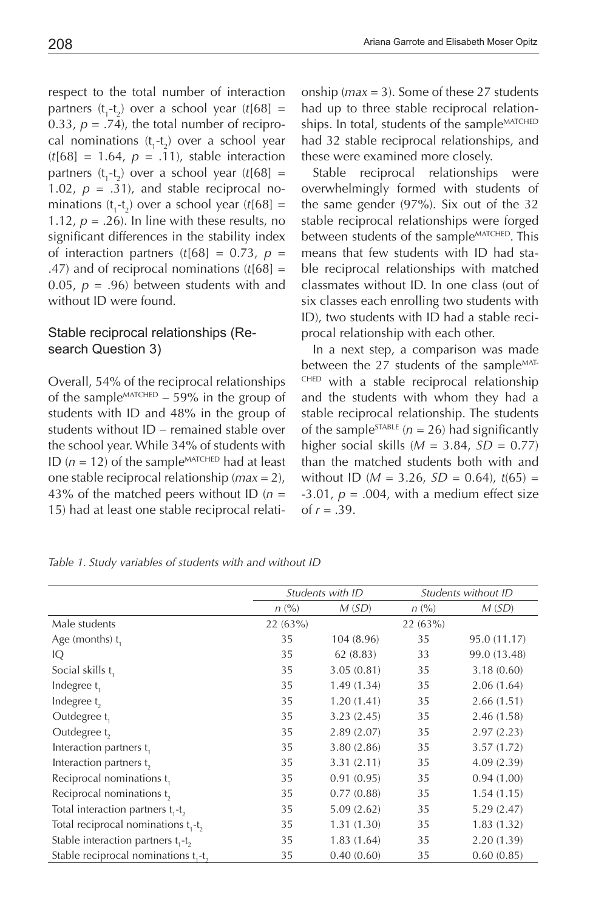respect to the total number of interaction partners ($t_1$-$t_2$) over a school year ($t[68] = 0.33$, $p = .74$), the total number of reciprocal nominations ($t_1$-$t_2$) over a school year ($t[68] = 1.64$, $p = .11$), stable interaction partners ($t_1$-$t_2$) over a school year ($t[68] = 1.02$, $p = .31$), and stable reciprocal nominations ($t_1$-$t_2$) over a school year ($t[68] = 1.12$, $p = .26$). In line with these results, no significant differences in the stability index of interaction partners ($t[68] = 0.73$, $p = .47$) and of reciprocal nominations ($t[68] = 0.05$, $p = .96$) between students with and without ID were found.

### Stable reciprocal relationships (Research Question 3)

Overall, 54% of the reciprocal relationships of the sample$^{MATCHED}$ – 59% in the group of students with ID and 48% in the group of students without ID – remained stable over the school year. While 34% of students with ID ($n = 12$) of the sample$^{MATCHED}$ had at least one stable reciprocal relationship ($max = 2$), 43% of the matched peers without ID ($n = 15$) had at least one stable reciprocal relationship ($max = 3$). Some of these 27 students had up to three stable reciprocal relationships. In total, students of the sample$^{MATCHED}$ had 32 stable reciprocal relationships, and these were examined more closely.

Stable reciprocal relationships were overwhelmingly formed with students of the same gender (97%). Six out of the 32 stable reciprocal relationships were forged between students of the sample$^{MATCHED}$. This means that few students with ID had stable reciprocal relationships with matched classmates without ID. In one class (out of six classes each enrolling two students with ID), two students with ID had a stable reciprocal relationship with each other.

In a next step, a comparison was made between the 27 students of the sample$^{MATCHED}$ with a stable reciprocal relationship and the students with whom they had a stable reciprocal relationship. The students of the sample$^{STABLE}$ ($n = 26$) had significantly higher social skills ($M = 3.84$, $SD = 0.77$) than the matched students both with and without ID ($M = 3.26$, $SD = 0.64$), $t(65) = -3.01$, $p = .004$, with a medium effect size of $r = .39$.

*Table 1. Study variables of students with and without ID*

| | Students with ID | | Students without ID | |
|---|---|---|---|---|
| | *n* (%) | *M* (*SD*) | *n* (%) | *M* (*SD*) |
| Male students | 22 (63%) | | 22 (63%) | |
| Age (months) $t_1$ | 35 | 104 (8.96) | 35 | 95.0 (11.17) |
| IQ | 35 | 62 (8.83) | 33 | 99.0 (13.48) |
| Social skills $t_1$ | 35 | 3.05 (0.81) | 35 | 3.18 (0.60) |
| Indegree $t_1$ | 35 | 1.49 (1.34) | 35 | 2.06 (1.64) |
| Indegree $t_2$ | 35 | 1.20 (1.41) | 35 | 2.66 (1.51) |
| Outdegree $t_1$ | 35 | 3.23 (2.45) | 35 | 2.46 (1.58) |
| Outdegree $t_2$ | 35 | 2.89 (2.07) | 35 | 2.97 (2.23) |
| Interaction partners $t_1$ | 35 | 3.80 (2.86) | 35 | 3.57 (1.72) |
| Interaction partners $t_2$ | 35 | 3.31 (2.11) | 35 | 4.09 (2.39) |
| Reciprocal nominations $t_1$ | 35 | 0.91 (0.95) | 35 | 0.94 (1.00) |
| Reciprocal nominations $t_2$ | 35 | 0.77 (0.88) | 35 | 1.54 (1.15) |
| Total interaction partners $t_1$-$t_2$ | 35 | 5.09 (2.62) | 35 | 5.29 (2.47) |
| Total reciprocal nominations $t_1$-$t_2$ | 35 | 1.31 (1.30) | 35 | 1.83 (1.32) |
| Stable interaction partners $t_1$-$t_2$ | 35 | 1.83 (1.64) | 35 | 2.20 (1.39) |
| Stable reciprocal nominations $t_1$-$t_2$ | 35 | 0.40 (0.60) | 35 | 0.60 (0.85) |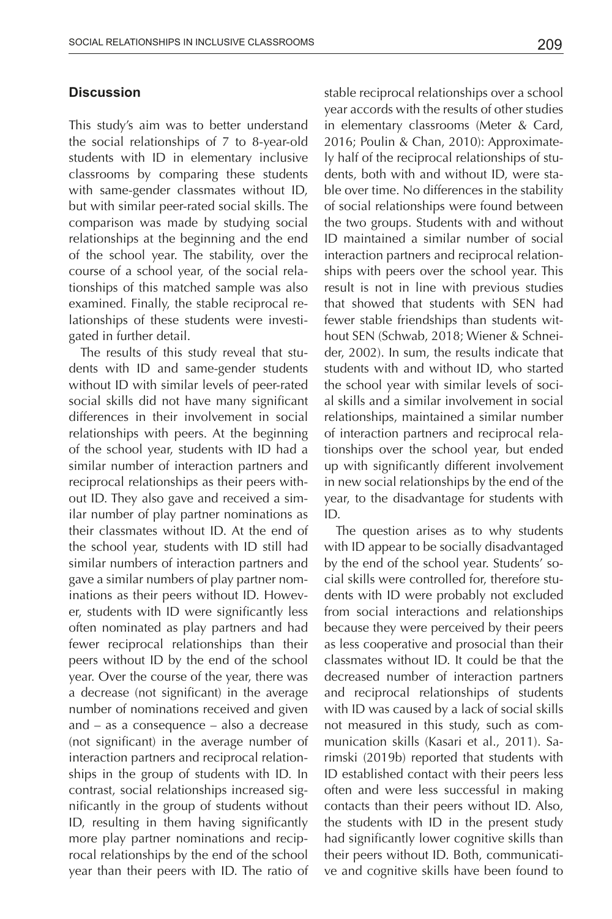## Discussion

This study's aim was to better understand the social relationships of 7 to 8-year-old students with ID in elementary inclusive classrooms by comparing these students with same-gender classmates without ID, but with similar peer-rated social skills. The comparison was made by studying social relationships at the beginning and the end of the school year. The stability, over the course of a school year, of the social relationships of this matched sample was also examined. Finally, the stable reciprocal relationships of these students were investigated in further detail.

The results of this study reveal that students with ID and same-gender students without ID with similar levels of peer-rated social skills did not have many significant differences in their involvement in social relationships with peers. At the beginning of the school year, students with ID had a similar number of interaction partners and reciprocal relationships as their peers without ID. They also gave and received a similar number of play partner nominations as their classmates without ID. At the end of the school year, students with ID still had similar numbers of interaction partners and gave a similar numbers of play partner nominations as their peers without ID. However, students with ID were significantly less often nominated as play partners and had fewer reciprocal relationships than their peers without ID by the end of the school year. Over the course of the year, there was a decrease (not significant) in the average number of nominations received and given and – as a consequence – also a decrease (not significant) in the average number of interaction partners and reciprocal relationships in the group of students with ID. In contrast, social relationships increased significantly in the group of students without ID, resulting in them having significantly more play partner nominations and reciprocal relationships by the end of the school year than their peers with ID. The ratio of stable reciprocal relationships over a school year accords with the results of other studies in elementary classrooms (Meter & Card, 2016; Poulin & Chan, 2010): Approximately half of the reciprocal relationships of students, both with and without ID, were stable over time. No differences in the stability of social relationships were found between the two groups. Students with and without ID maintained a similar number of social interaction partners and reciprocal relationships with peers over the school year. This result is not in line with previous studies that showed that students with SEN had fewer stable friendships than students without SEN (Schwab, 2018; Wiener & Schneider, 2002). In sum, the results indicate that students with and without ID, who started the school year with similar levels of social skills and a similar involvement in social relationships, maintained a similar number of interaction partners and reciprocal relationships over the school year, but ended up with significantly different involvement in new social relationships by the end of the year, to the disadvantage for students with ID.

The question arises as to why students with ID appear to be socially disadvantaged by the end of the school year. Students' social skills were controlled for, therefore students with ID were probably not excluded from social interactions and relationships because they were perceived by their peers as less cooperative and prosocial than their classmates without ID. It could be that the decreased number of interaction partners and reciprocal relationships of students with ID was caused by a lack of social skills not measured in this study, such as communication skills (Kasari et al., 2011). Sarimski (2019b) reported that students with ID established contact with their peers less often and were less successful in making contacts than their peers without ID. Also, the students with ID in the present study had significantly lower cognitive skills than their peers without ID. Both, communicative and cognitive skills have been found to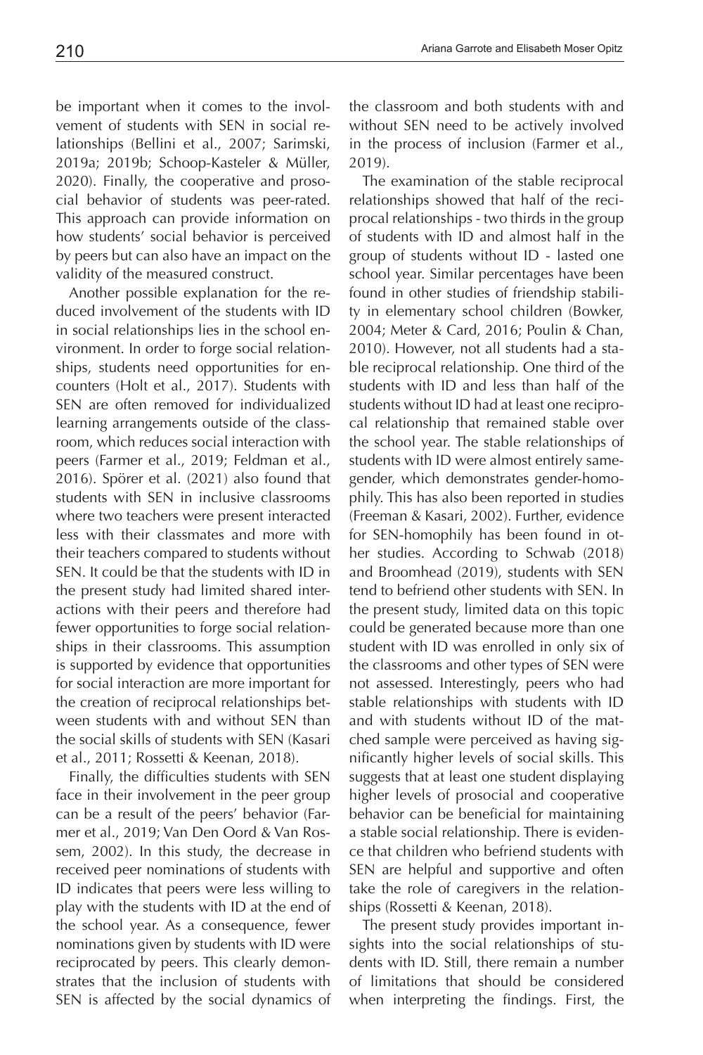be important when it comes to the involvement of students with SEN in social relationships (Bellini et al., 2007; Sarimski, 2019a; 2019b; Schoop-Kasteler & Müller, 2020). Finally, the cooperative and prosocial behavior of students was peer-rated. This approach can provide information on how students' social behavior is perceived by peers but can also have an impact on the validity of the measured construct.

Another possible explanation for the reduced involvement of the students with ID in social relationships lies in the school environment. In order to forge social relationships, students need opportunities for encounters (Holt et al., 2017). Students with SEN are often removed for individualized learning arrangements outside of the classroom, which reduces social interaction with peers (Farmer et al., 2019; Feldman et al., 2016). Spörer et al. (2021) also found that students with SEN in inclusive classrooms where two teachers were present interacted less with their classmates and more with their teachers compared to students without SEN. It could be that the students with ID in the present study had limited shared interactions with their peers and therefore had fewer opportunities to forge social relationships in their classrooms. This assumption is supported by evidence that opportunities for social interaction are more important for the creation of reciprocal relationships between students with and without SEN than the social skills of students with SEN (Kasari et al., 2011; Rossetti & Keenan, 2018).

Finally, the difficulties students with SEN face in their involvement in the peer group can be a result of the peers' behavior (Farmer et al., 2019; Van Den Oord & Van Rossem, 2002). In this study, the decrease in received peer nominations of students with ID indicates that peers were less willing to play with the students with ID at the end of the school year. As a consequence, fewer nominations given by students with ID were reciprocated by peers. This clearly demonstrates that the inclusion of students with SEN is affected by the social dynamics of the classroom and both students with and without SEN need to be actively involved in the process of inclusion (Farmer et al., 2019).

The examination of the stable reciprocal relationships showed that half of the reciprocal relationships - two thirds in the group of students with ID and almost half in the group of students without ID - lasted one school year. Similar percentages have been found in other studies of friendship stability in elementary school children (Bowker, 2004; Meter & Card, 2016; Poulin & Chan, 2010). However, not all students had a stable reciprocal relationship. One third of the students with ID and less than half of the students without ID had at least one reciprocal relationship that remained stable over the school year. The stable relationships of students with ID were almost entirely same-gender, which demonstrates gender-homophily. This has also been reported in studies (Freeman & Kasari, 2002). Further, evidence for SEN-homophily has been found in other studies. According to Schwab (2018) and Broomhead (2019), students with SEN tend to befriend other students with SEN. In the present study, limited data on this topic could be generated because more than one student with ID was enrolled in only six of the classrooms and other types of SEN were not assessed. Interestingly, peers who had stable relationships with students with ID and with students without ID of the matched sample were perceived as having significantly higher levels of social skills. This suggests that at least one student displaying higher levels of prosocial and cooperative behavior can be beneficial for maintaining a stable social relationship. There is evidence that children who befriend students with SEN are helpful and supportive and often take the role of caregivers in the relationships (Rossetti & Keenan, 2018).

The present study provides important insights into the social relationships of students with ID. Still, there remain a number of limitations that should be considered when interpreting the findings. First, the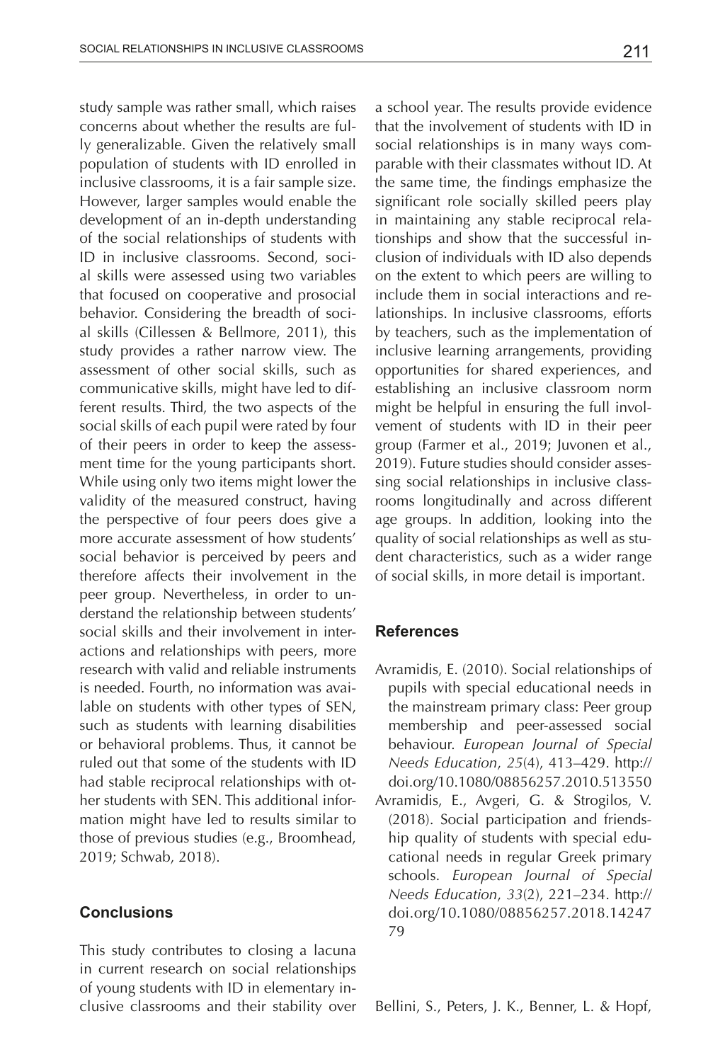study sample was rather small, which raises concerns about whether the results are fully generalizable. Given the relatively small population of students with ID enrolled in inclusive classrooms, it is a fair sample size. However, larger samples would enable the development of an in-depth understanding of the social relationships of students with ID in inclusive classrooms. Second, social skills were assessed using two variables that focused on cooperative and prosocial behavior. Considering the breadth of social skills (Cillessen & Bellmore, 2011), this study provides a rather narrow view. The assessment of other social skills, such as communicative skills, might have led to different results. Third, the two aspects of the social skills of each pupil were rated by four of their peers in order to keep the assessment time for the young participants short. While using only two items might lower the validity of the measured construct, having the perspective of four peers does give a more accurate assessment of how students' social behavior is perceived by peers and therefore affects their involvement in the peer group. Nevertheless, in order to understand the relationship between students' social skills and their involvement in interactions and relationships with peers, more research with valid and reliable instruments is needed. Fourth, no information was available on students with other types of SEN, such as students with learning disabilities or behavioral problems. Thus, it cannot be ruled out that some of the students with ID had stable reciprocal relationships with other students with SEN. This additional information might have led to results similar to those of previous studies (e.g., Broomhead, 2019; Schwab, 2018).

### Conclusions

This study contributes to closing a lacuna in current research on social relationships of young students with ID in elementary inclusive classrooms and their stability over a school year. The results provide evidence that the involvement of students with ID in social relationships is in many ways comparable with their classmates without ID. At the same time, the findings emphasize the significant role socially skilled peers play in maintaining any stable reciprocal relationships and show that the successful inclusion of individuals with ID also depends on the extent to which peers are willing to include them in social interactions and relationships. In inclusive classrooms, efforts by teachers, such as the implementation of inclusive learning arrangements, providing opportunities for shared experiences, and establishing an inclusive classroom norm might be helpful in ensuring the full involvement of students with ID in their peer group (Farmer et al., 2019; Juvonen et al., 2019). Future studies should consider assessing social relationships in inclusive classrooms longitudinally and across different age groups. In addition, looking into the quality of social relationships as well as student characteristics, such as a wider range of social skills, in more detail is important.

### References

Avramidis, E. (2010). Social relationships of pupils with special educational needs in the mainstream primary class: Peer group membership and peer-assessed social behaviour. *European Journal of Special Needs Education*, *25*(4), 413–429. http://doi.org/10.1080/08856257.2010.513550

Avramidis, E., Avgeri, G. & Strogilos, V. (2018). Social participation and friendship quality of students with special educational needs in regular Greek primary schools. *European Journal of Special Needs Education*, *33*(2), 221–234. http://doi.org/10.1080/08856257.2018.1424779

Bellini, S., Peters, J. K., Benner, L. & Hopf,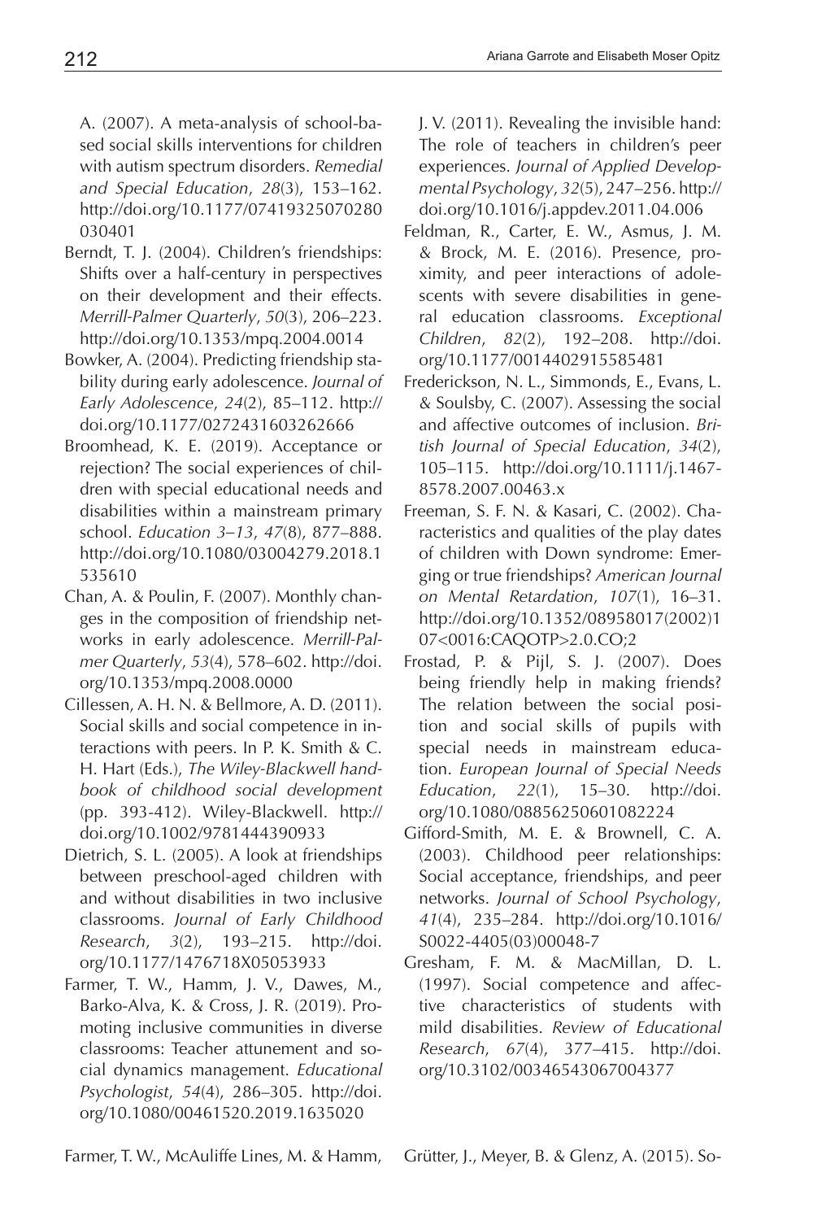A. (2007). A meta-analysis of school-based social skills interventions for children with autism spectrum disorders. *Remedial and Special Education*, *28*(3), 153–162. http://doi.org/10.1177/07419325070280030401

Berndt, T. J. (2004). Children's friendships: Shifts over a half-century in perspectives on their development and their effects. *Merrill-Palmer Quarterly*, *50*(3), 206–223. http://doi.org/10.1353/mpq.2004.0014

Bowker, A. (2004). Predicting friendship stability during early adolescence. *Journal of Early Adolescence*, *24*(2), 85–112. http://doi.org/10.1177/0272431603262666

Broomhead, K. E. (2019). Acceptance or rejection? The social experiences of children with special educational needs and disabilities within a mainstream primary school. *Education 3–13*, *47*(8), 877–888. http://doi.org/10.1080/03004279.2018.1535610

Chan, A. & Poulin, F. (2007). Monthly changes in the composition of friendship networks in early adolescence. *Merrill-Palmer Quarterly*, *53*(4), 578–602. http://doi.org/10.1353/mpq.2008.0000

Cillessen, A. H. N. & Bellmore, A. D. (2011). Social skills and social competence in interactions with peers. In P. K. Smith & C. H. Hart (Eds.), *The Wiley-Blackwell handbook of childhood social development* (pp. 393-412). Wiley-Blackwell. http://doi.org/10.1002/9781444390933

Dietrich, S. L. (2005). A look at friendships between preschool-aged children with and without disabilities in two inclusive classrooms. *Journal of Early Childhood Research*, *3*(2), 193–215. http://doi.org/10.1177/1476718X05053933

Farmer, T. W., Hamm, J. V., Dawes, M., Barko-Alva, K. & Cross, J. R. (2019). Promoting inclusive communities in diverse classrooms: Teacher attunement and social dynamics management. *Educational Psychologist*, *54*(4), 286–305. http://doi.org/10.1080/00461520.2019.1635020

Farmer, T. W., McAuliffe Lines, M. & Hamm, J. V. (2011). Revealing the invisible hand: The role of teachers in children's peer experiences. *Journal of Applied Developmental Psychology*, *32*(5), 247–256. http://doi.org/10.1016/j.appdev.2011.04.006

Feldman, R., Carter, E. W., Asmus, J. M. & Brock, M. E. (2016). Presence, proximity, and peer interactions of adolescents with severe disabilities in general education classrooms. *Exceptional Children*, *82*(2), 192–208. http://doi.org/10.1177/0014402915585481

Frederickson, N. L., Simmonds, E., Evans, L. & Soulsby, C. (2007). Assessing the social and affective outcomes of inclusion. *British Journal of Special Education*, *34*(2), 105–115. http://doi.org/10.1111/j.1467-8578.2007.00463.x

Freeman, S. F. N. & Kasari, C. (2002). Characteristics and qualities of the play dates of children with Down syndrome: Emerging or true friendships? *American Journal on Mental Retardation*, *107*(1), 16–31. http://doi.org/10.1352/08958017(2002)107<0016:CAQOTP>2.0.CO;2

Frostad, P. & Pijl, S. J. (2007). Does being friendly help in making friends? The relation between the social position and social skills of pupils with special needs in mainstream education. *European Journal of Special Needs Education*, *22*(1), 15–30. http://doi.org/10.1080/08856250601082224

Gifford-Smith, M. E. & Brownell, C. A. (2003). Childhood peer relationships: Social acceptance, friendships, and peer networks. *Journal of School Psychology*, *41*(4), 235–284. http://doi.org/10.1016/S0022-4405(03)00048-7

Gresham, F. M. & MacMillan, D. L. (1997). Social competence and affective characteristics of students with mild disabilities. *Review of Educational Research*, *67*(4), 377–415. http://doi.org/10.3102/00346543067004377

Grütter, J., Meyer, B. & Glenz, A. (2015). So-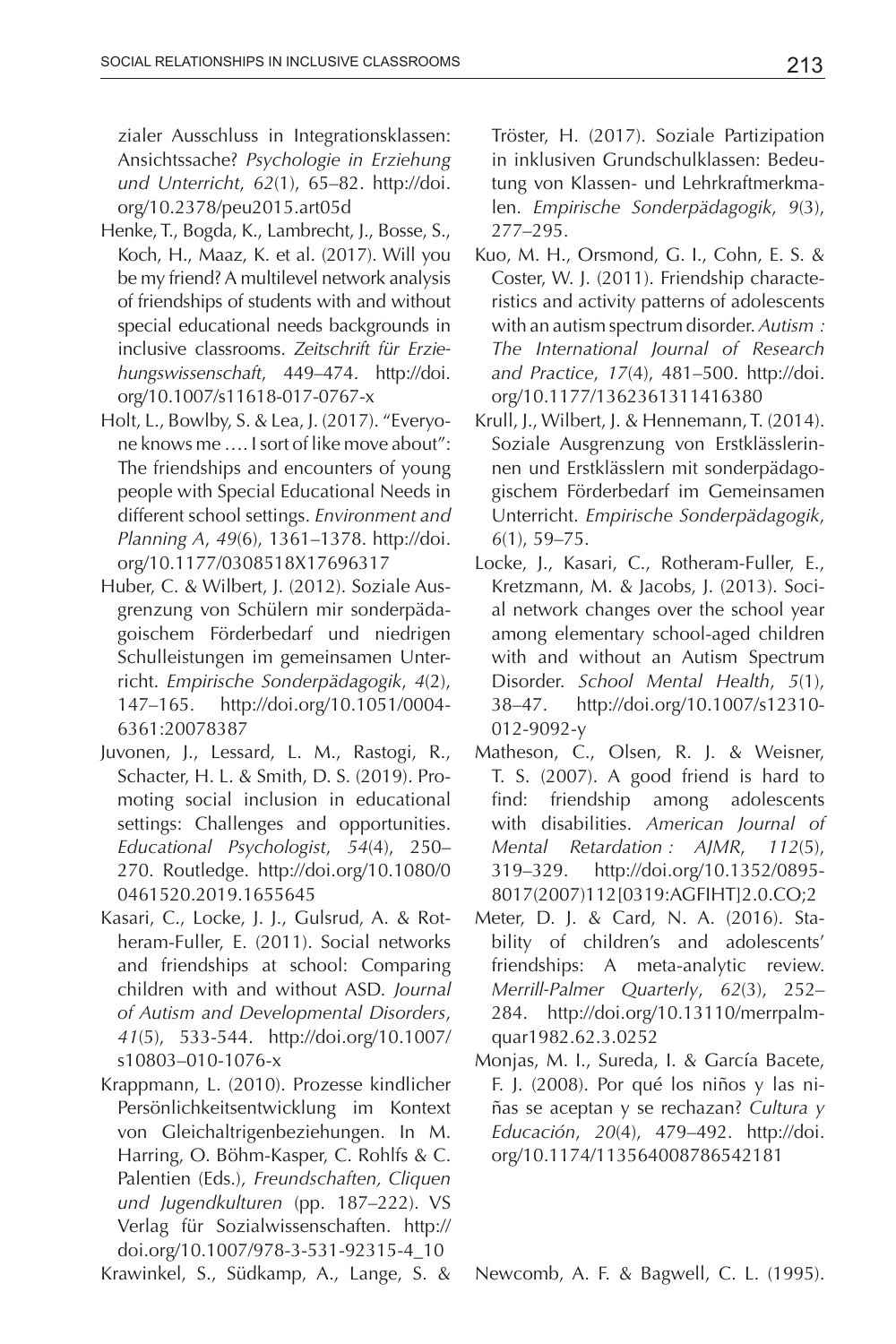zialer Ausschluss in Integrationsklassen: Ansichtssache? *Psychologie in Erziehung und Unterricht*, *62*(1), 65–82. http://doi.org/10.2378/peu2015.art05d

Henke, T., Bogda, K., Lambrecht, J., Bosse, S., Koch, H., Maaz, K. et al. (2017). Will you be my friend? A multilevel network analysis of friendships of students with and without special educational needs backgrounds in inclusive classrooms. *Zeitschrift für Erziehungswissenschaft*, 449–474. http://doi.org/10.1007/s11618-017-0767-x

Holt, L., Bowlby, S. & Lea, J. (2017). "Everyone knows me .... I sort of like move about": The friendships and encounters of young people with Special Educational Needs in different school settings. *Environment and Planning A*, *49*(6), 1361–1378. http://doi.org/10.1177/0308518X17696317

Huber, C. & Wilbert, J. (2012). Soziale Ausgrenzung von Schülern mir sonderpädagoischem Förderbedarf und niedrigen Schulleistungen im gemeinsamen Unterricht. *Empirische Sonderpädagogik*, *4*(2), 147–165. http://doi.org/10.1051/0004-6361:20078387

Juvonen, J., Lessard, L. M., Rastogi, R., Schacter, H. L. & Smith, D. S. (2019). Promoting social inclusion in educational settings: Challenges and opportunities. *Educational Psychologist*, *54*(4), 250–270. Routledge. http://doi.org/10.1080/00461520.2019.1655645

Kasari, C., Locke, J. J., Gulsrud, A. & Rotheram-Fuller, E. (2011). Social networks and friendships at school: Comparing children with and without ASD. *Journal of Autism and Developmental Disorders*, *41*(5), 533-544. http://doi.org/10.1007/s10803–010-1076-x

Krappmann, L. (2010). Prozesse kindlicher Persönlichkeitsentwicklung im Kontext von Gleichaltrigenbeziehungen. In M. Harring, O. Böhm-Kasper, C. Rohlfs & C. Palentien (Eds.), *Freundschaften, Cliquen und Jugendkulturen* (pp. 187–222). VS Verlag für Sozialwissenschaften. http://doi.org/10.1007/978-3-531-92315-4_10

Krawinkel, S., Südkamp, A., Lange, S. & Tröster, H. (2017). Soziale Partizipation in inklusiven Grundschulklassen: Bedeutung von Klassen- und Lehrkraftmerkmalen. *Empirische Sonderpädagogik*, *9*(3), 277–295.

Kuo, M. H., Orsmond, G. I., Cohn, E. S. & Coster, W. J. (2011). Friendship characteristics and activity patterns of adolescents with an autism spectrum disorder. *Autism : The International Journal of Research and Practice*, *17*(4), 481–500. http://doi.org/10.1177/1362361311416380

Krull, J., Wilbert, J. & Hennemann, T. (2014). Soziale Ausgrenzung von Erstklässlerinnen und Erstklässlern mit sonderpädagogischem Förderbedarf im Gemeinsamen Unterricht. *Empirische Sonderpädagogik*, *6*(1), 59–75.

Locke, J., Kasari, C., Rotheram-Fuller, E., Kretzmann, M. & Jacobs, J. (2013). Social network changes over the school year among elementary school-aged children with and without an Autism Spectrum Disorder. *School Mental Health*, *5*(1), 38–47. http://doi.org/10.1007/s12310-012-9092-y

Matheson, C., Olsen, R. J. & Weisner, T. S. (2007). A good friend is hard to find: friendship among adolescents with disabilities. *American Journal of Mental Retardation : AJMR*, *112*(5), 319–329. http://doi.org/10.1352/0895-8017(2007)112[0319:AGFIHT]2.0.CO;2

Meter, D. J. & Card, N. A. (2016). Stability of children's and adolescents' friendships: A meta-analytic review. *Merrill-Palmer Quarterly*, *62*(3), 252–284. http://doi.org/10.13110/merrpalmquar1982.62.3.0252

Monjas, M. I., Sureda, I. & García Bacete, F. J. (2008). Por qué los niños y las niñas se aceptan y se rechazan? *Cultura y Educación*, *20*(4), 479–492. http://doi.org/10.1174/113564008786542181

Newcomb, A. F. & Bagwell, C. L. (1995).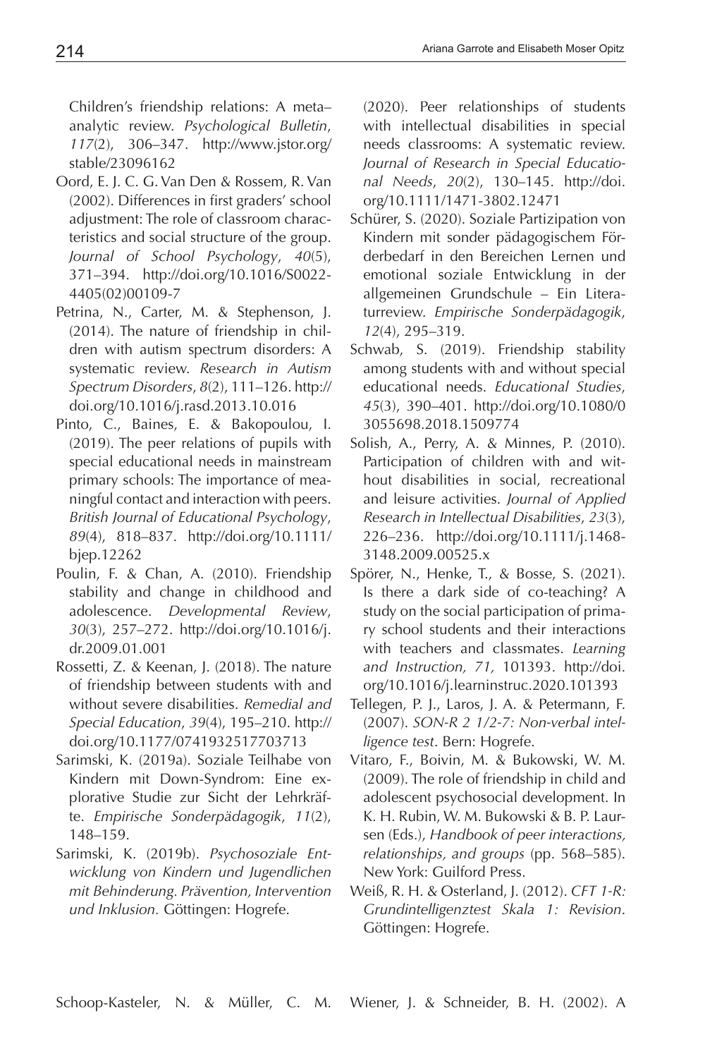Children's friendship relations: A meta–analytic review. *Psychological Bulletin*, *117*(2), 306–347. http://www.jstor.org/stable/23096162

Oord, E. J. C. G. Van Den & Rossem, R. Van (2002). Differences in first graders' school adjustment: The role of classroom characteristics and social structure of the group. *Journal of School Psychology*, *40*(5), 371–394. http://doi.org/10.1016/S0022-4405(02)00109-7

Petrina, N., Carter, M. & Stephenson, J. (2014). The nature of friendship in children with autism spectrum disorders: A systematic review. *Research in Autism Spectrum Disorders*, *8*(2), 111–126. http://doi.org/10.1016/j.rasd.2013.10.016

Pinto, C., Baines, E. & Bakopoulou, I. (2019). The peer relations of pupils with special educational needs in mainstream primary schools: The importance of meaningful contact and interaction with peers. *British Journal of Educational Psychology*, *89*(4), 818–837. http://doi.org/10.1111/bjep.12262

Poulin, F. & Chan, A. (2010). Friendship stability and change in childhood and adolescence. *Developmental Review*, *30*(3), 257–272. http://doi.org/10.1016/j.dr.2009.01.001

Rossetti, Z. & Keenan, J. (2018). The nature of friendship between students with and without severe disabilities. *Remedial and Special Education*, *39*(4), 195–210. http://doi.org/10.1177/0741932517703713

Sarimski, K. (2019a). Soziale Teilhabe von Kindern mit Down-Syndrom: Eine explorative Studie zur Sicht der Lehrkräfte. *Empirische Sonderpädagogik*, *11*(2), 148–159.

Sarimski, K. (2019b). *Psychosoziale Entwicklung von Kindern und Jugendlichen mit Behinderung. Prävention, Intervention und Inklusion.* Göttingen: Hogrefe.

Schoop-Kasteler, N. & Müller, C. M. (2020). Peer relationships of students with intellectual disabilities in special needs classrooms: A systematic review. *Journal of Research in Special Educational Needs*, *20*(2), 130–145. http://doi.org/10.1111/1471-3802.12471

Schürer, S. (2020). Soziale Partizipation von Kindern mit sonder pädagogischem Förderbedarf in den Bereichen Lernen und emotional soziale Entwicklung in der allgemeinen Grundschule – Ein Literaturreview. *Empirische Sonderpädagogik*, *12*(4), 295–319.

Schwab, S. (2019). Friendship stability among students with and without special educational needs. *Educational Studies*, *45*(3), 390–401. http://doi.org/10.1080/03055698.2018.1509774

Solish, A., Perry, A. & Minnes, P. (2010). Participation of children with and without disabilities in social, recreational and leisure activities. *Journal of Applied Research in Intellectual Disabilities*, *23*(3), 226–236. http://doi.org/10.1111/j.1468-3148.2009.00525.x

Spörer, N., Henke, T., & Bosse, S. (2021). Is there a dark side of co-teaching? A study on the social participation of primary school students and their interactions with teachers and classmates. *Learning and Instruction, 71,* 101393. http://doi.org/10.1016/j.learninstruc.2020.101393

Tellegen, P. J., Laros, J. A. & Petermann, F. (2007). *SON-R 2 1/2-7: Non-verbal intelligence test*. Bern: Hogrefe.

Vitaro, F., Boivin, M. & Bukowski, W. M. (2009). The role of friendship in child and adolescent psychosocial development. In K. H. Rubin, W. M. Bukowski & B. P. Laursen (Eds.), *Handbook of peer interactions, relationships, and groups* (pp. 568–585). New York: Guilford Press.

Weiß, R. H. & Osterland, J. (2012). *CFT 1-R: Grundintelligenztest Skala 1: Revision*. Göttingen: Hogrefe.

Wiener, J. & Schneider, B. H. (2002). A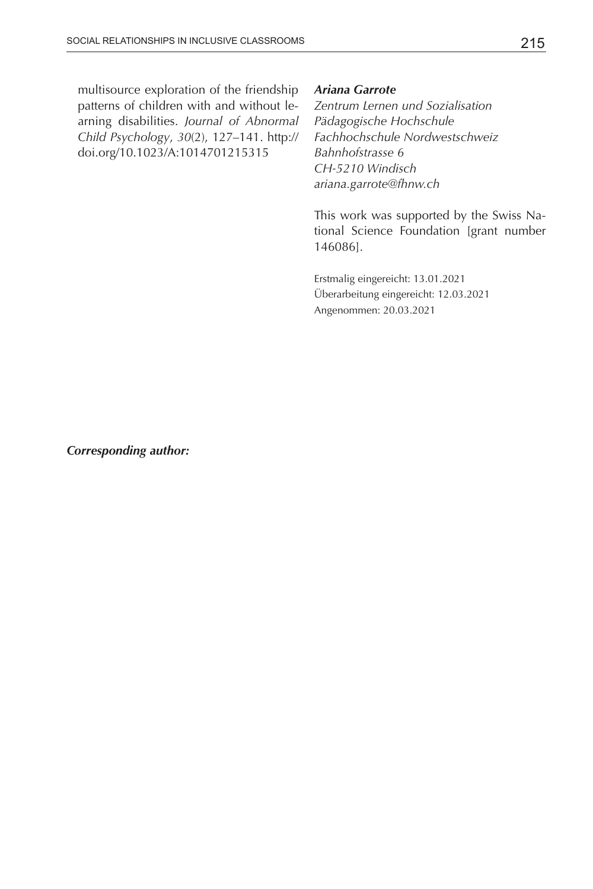multisource exploration of the friendship patterns of children with and without learning disabilities. *Journal of Abnormal Child Psychology*, *30*(2), 127–141. http://doi.org/10.1023/A:1014701215315

***Corresponding author:***

***Ariana Garrote***
*Zentrum Lernen und Sozialisation*
*Pädagogische Hochschule*
*Fachhochschule Nordwestschweiz*
*Bahnhofstrasse 6*
*CH-5210 Windisch*
*ariana.garrote@fhnw.ch*

This work was supported by the Swiss National Science Foundation [grant number 146086].

Erstmalig eingereicht: 13.01.2021
Überarbeitung eingereicht: 12.03.2021
Angenommen: 20.03.2021